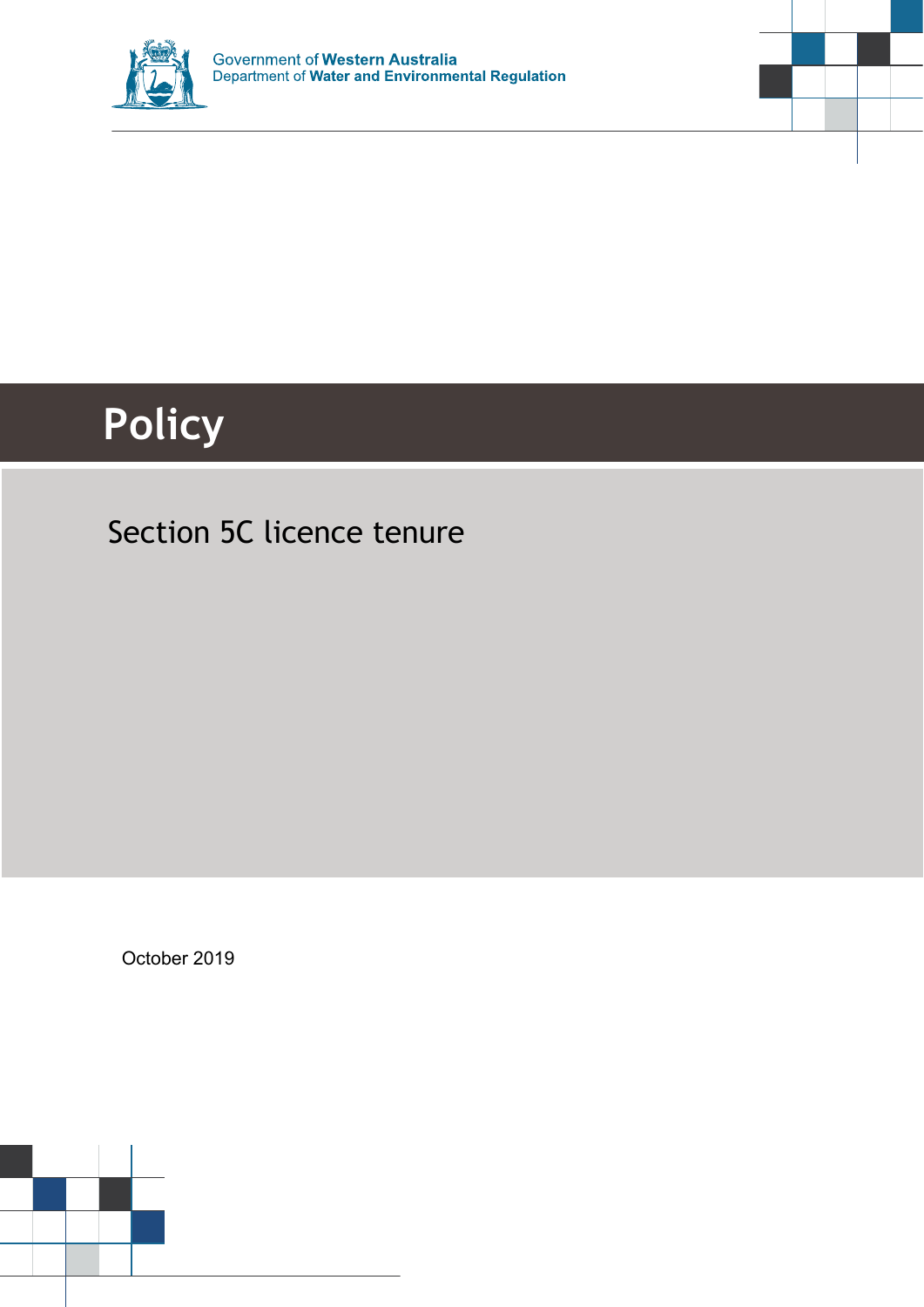Government of **Western Australia**
Department of **Water and Environmental Regulation**

# Policy

## Section 5C licence tenure

October 2019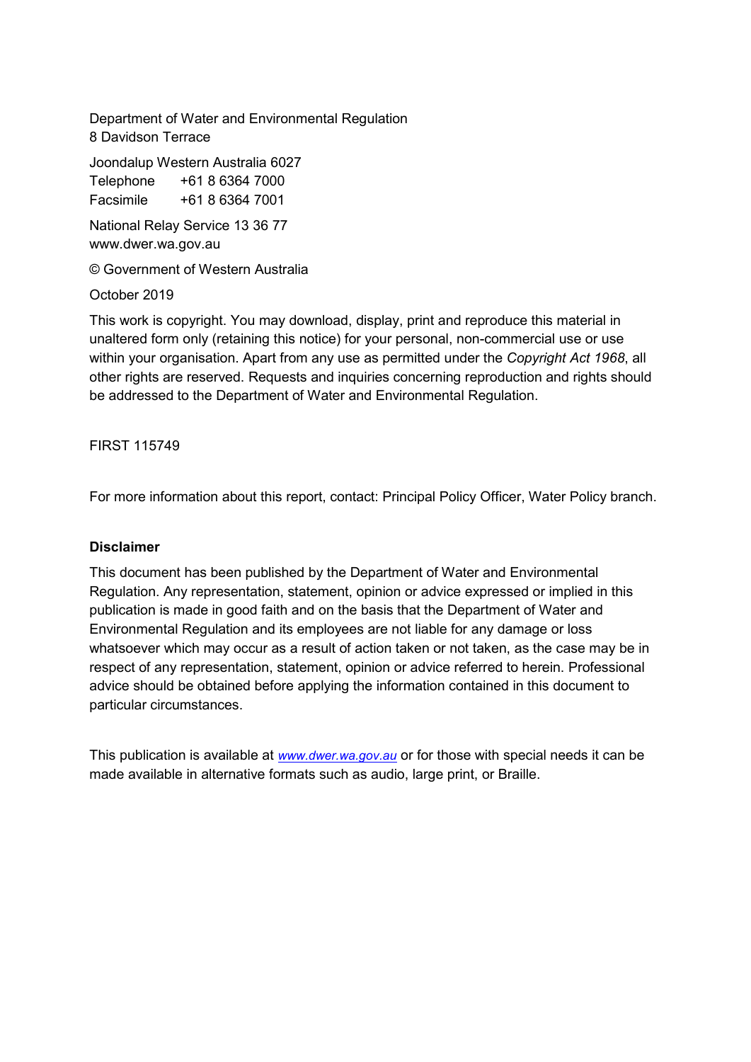Department of Water and Environmental Regulation
8 Davidson Terrace

Joondalup Western Australia 6027
Telephone +61 8 6364 7000
Facsimile +61 8 6364 7001

National Relay Service 13 36 77
www.dwer.wa.gov.au

© Government of Western Australia

October 2019

This work is copyright. You may download, display, print and reproduce this material in unaltered form only (retaining this notice) for your personal, non-commercial use or use within your organisation. Apart from any use as permitted under the *Copyright Act 1968*, all other rights are reserved. Requests and inquiries concerning reproduction and rights should be addressed to the Department of Water and Environmental Regulation.

FIRST 115749

For more information about this report, contact: Principal Policy Officer, Water Policy branch.

**Disclaimer**

This document has been published by the Department of Water and Environmental Regulation. Any representation, statement, opinion or advice expressed or implied in this publication is made in good faith and on the basis that the Department of Water and Environmental Regulation and its employees are not liable for any damage or loss whatsoever which may occur as a result of action taken or not taken, as the case may be in respect of any representation, statement, opinion or advice referred to herein. Professional advice should be obtained before applying the information contained in this document to particular circumstances.

This publication is available at *www.dwer.wa.gov.au* or for those with special needs it can be made available in alternative formats such as audio, large print, or Braille.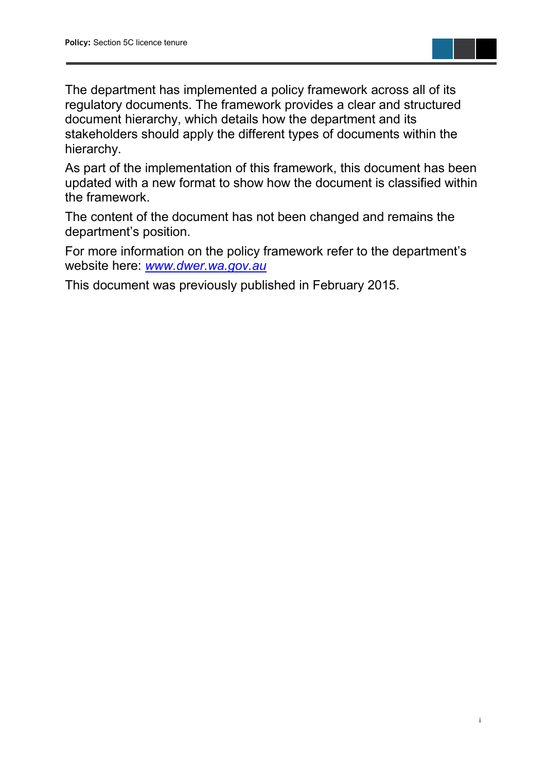The department has implemented a policy framework across all of its regulatory documents. The framework provides a clear and structured document hierarchy, which details how the department and its stakeholders should apply the different types of documents within the hierarchy.

As part of the implementation of this framework, this document has been updated with a new format to show how the document is classified within the framework.

The content of the document has not been changed and remains the department's position.

For more information on the policy framework refer to the department's website here: *[www.dwer.wa.gov.au](http://www.dwer.wa.gov.au)*

This document was previously published in February 2015.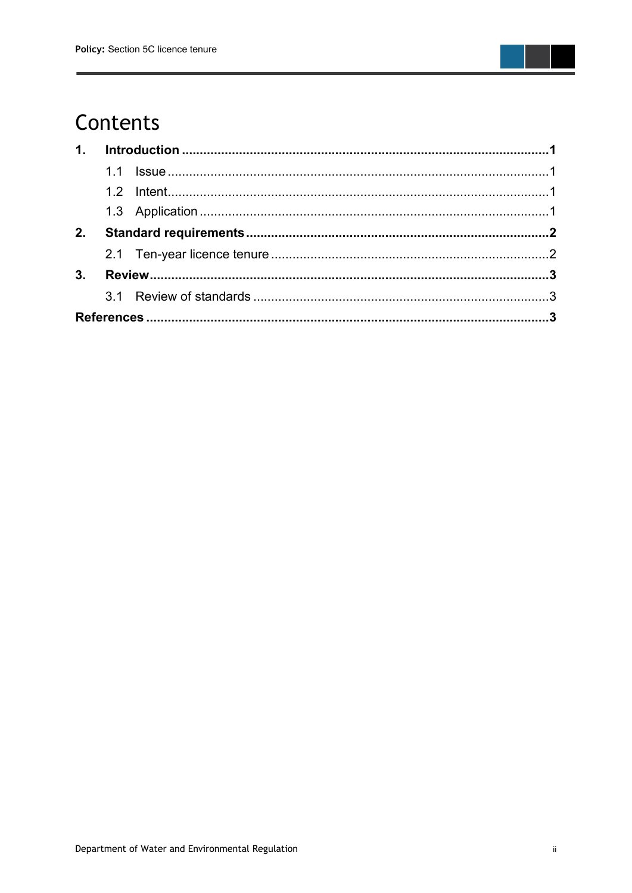# Contents

**1. Introduction ........................................................................................................1**

1.1 Issue ..........................................................................................................1

1.2 Intent..........................................................................................................1

1.3 Application .................................................................................................1

**2. Standard requirements ...................................................................................2**

2.1 Ten-year licence tenure ..............................................................................2

**3. Review.............................................................................................................3**

3.1 Review of standards ...................................................................................3

**References .............................................................................................................3**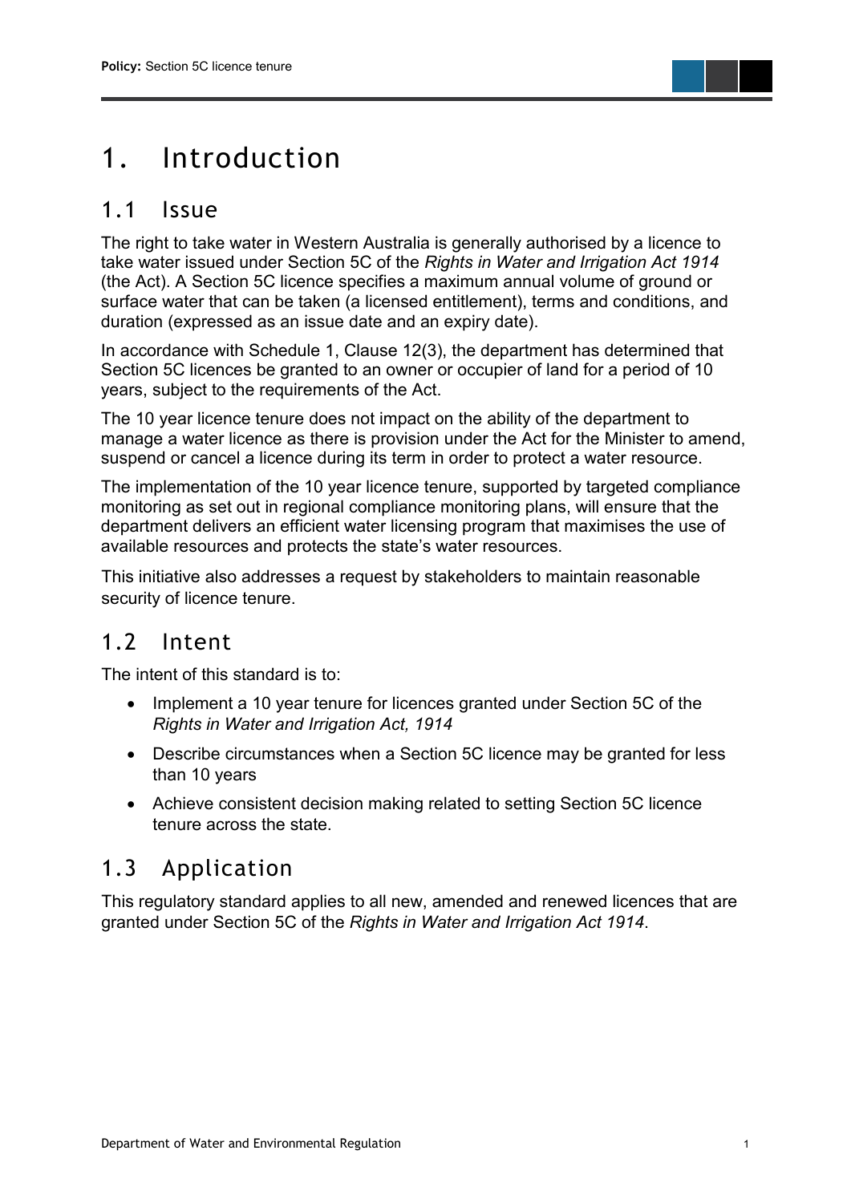# 1. Introduction

## 1.1 Issue

The right to take water in Western Australia is generally authorised by a licence to take water issued under Section 5C of the *Rights in Water and Irrigation Act 1914* (the Act). A Section 5C licence specifies a maximum annual volume of ground or surface water that can be taken (a licensed entitlement), terms and conditions, and duration (expressed as an issue date and an expiry date).

In accordance with Schedule 1, Clause 12(3), the department has determined that Section 5C licences be granted to an owner or occupier of land for a period of 10 years, subject to the requirements of the Act.

The 10 year licence tenure does not impact on the ability of the department to manage a water licence as there is provision under the Act for the Minister to amend, suspend or cancel a licence during its term in order to protect a water resource.

The implementation of the 10 year licence tenure, supported by targeted compliance monitoring as set out in regional compliance monitoring plans, will ensure that the department delivers an efficient water licensing program that maximises the use of available resources and protects the state's water resources.

This initiative also addresses a request by stakeholders to maintain reasonable security of licence tenure.

## 1.2 Intent

The intent of this standard is to:

- Implement a 10 year tenure for licences granted under Section 5C of the *Rights in Water and Irrigation Act, 1914*
- Describe circumstances when a Section 5C licence may be granted for less than 10 years
- Achieve consistent decision making related to setting Section 5C licence tenure across the state.

## 1.3 Application

This regulatory standard applies to all new, amended and renewed licences that are granted under Section 5C of the *Rights in Water and Irrigation Act 1914*.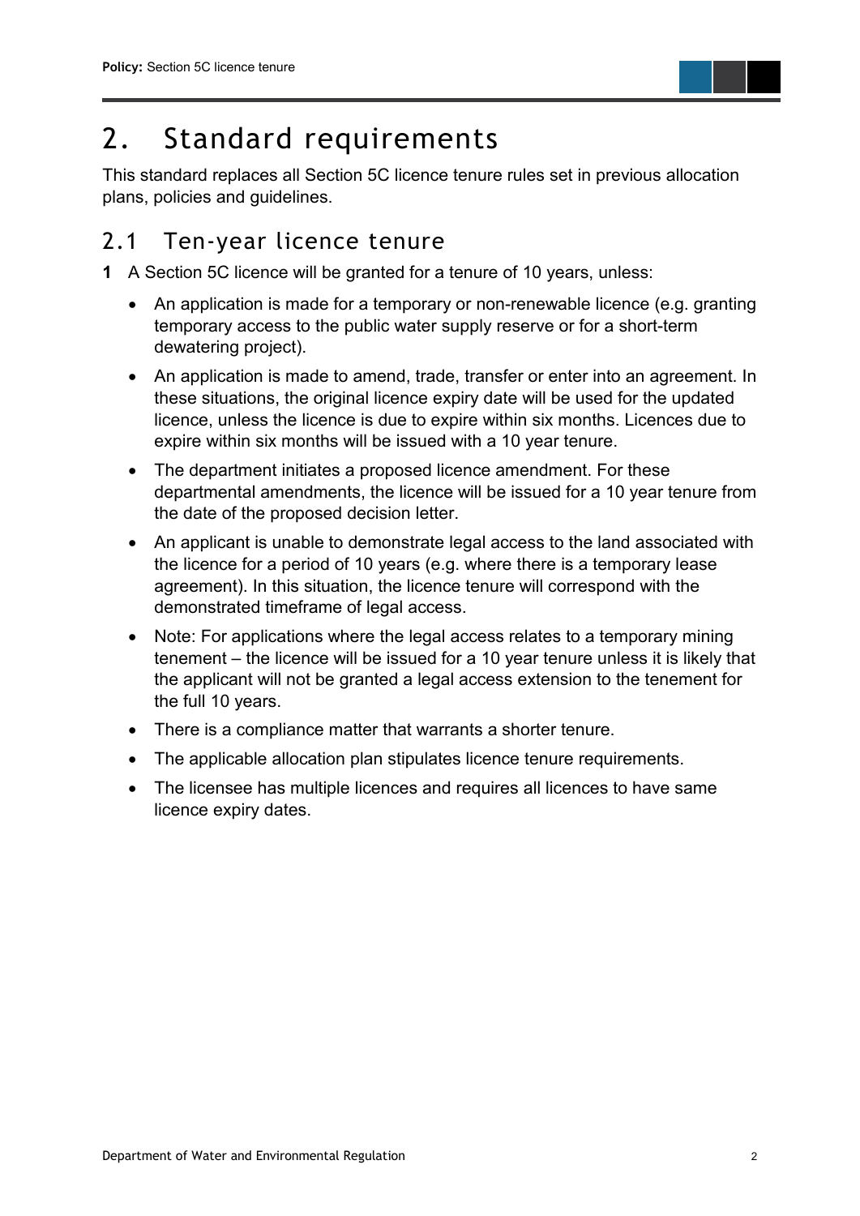# 2. Standard requirements

This standard replaces all Section 5C licence tenure rules set in previous allocation plans, policies and guidelines.

## 2.1 Ten-year licence tenure

**1** A Section 5C licence will be granted for a tenure of 10 years, unless:

- An application is made for a temporary or non-renewable licence (e.g. granting temporary access to the public water supply reserve or for a short-term dewatering project).
- An application is made to amend, trade, transfer or enter into an agreement. In these situations, the original licence expiry date will be used for the updated licence, unless the licence is due to expire within six months. Licences due to expire within six months will be issued with a 10 year tenure.
- The department initiates a proposed licence amendment. For these departmental amendments, the licence will be issued for a 10 year tenure from the date of the proposed decision letter.
- An applicant is unable to demonstrate legal access to the land associated with the licence for a period of 10 years (e.g. where there is a temporary lease agreement). In this situation, the licence tenure will correspond with the demonstrated timeframe of legal access.
- Note: For applications where the legal access relates to a temporary mining tenement – the licence will be issued for a 10 year tenure unless it is likely that the applicant will not be granted a legal access extension to the tenement for the full 10 years.
- There is a compliance matter that warrants a shorter tenure.
- The applicable allocation plan stipulates licence tenure requirements.
- The licensee has multiple licences and requires all licences to have same licence expiry dates.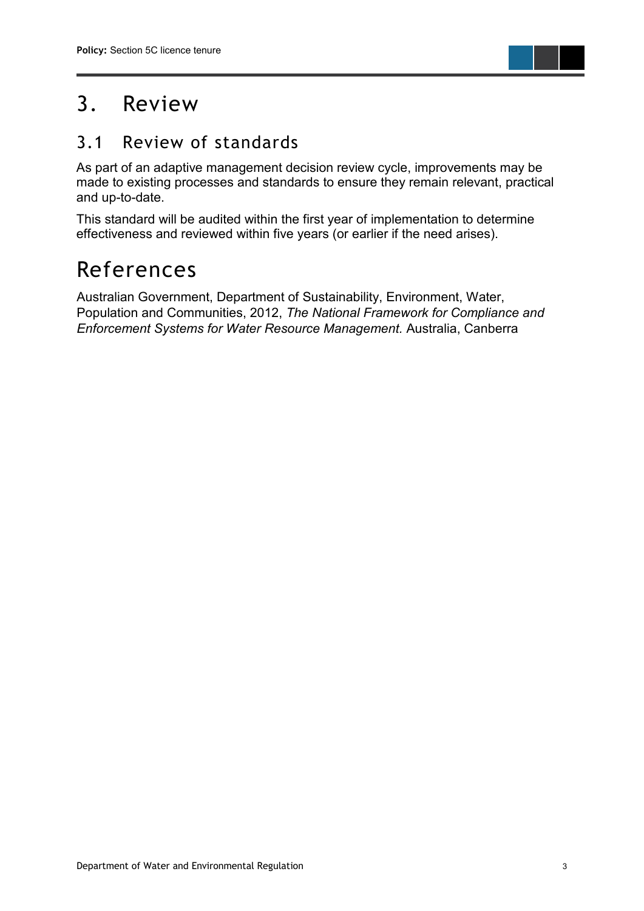# 3. Review

## 3.1 Review of standards

As part of an adaptive management decision review cycle, improvements may be made to existing processes and standards to ensure they remain relevant, practical and up-to-date.

This standard will be audited within the first year of implementation to determine effectiveness and reviewed within five years (or earlier if the need arises).

# References

Australian Government, Department of Sustainability, Environment, Water, Population and Communities, 2012, *The National Framework for Compliance and Enforcement Systems for Water Resource Management.* Australia, Canberra